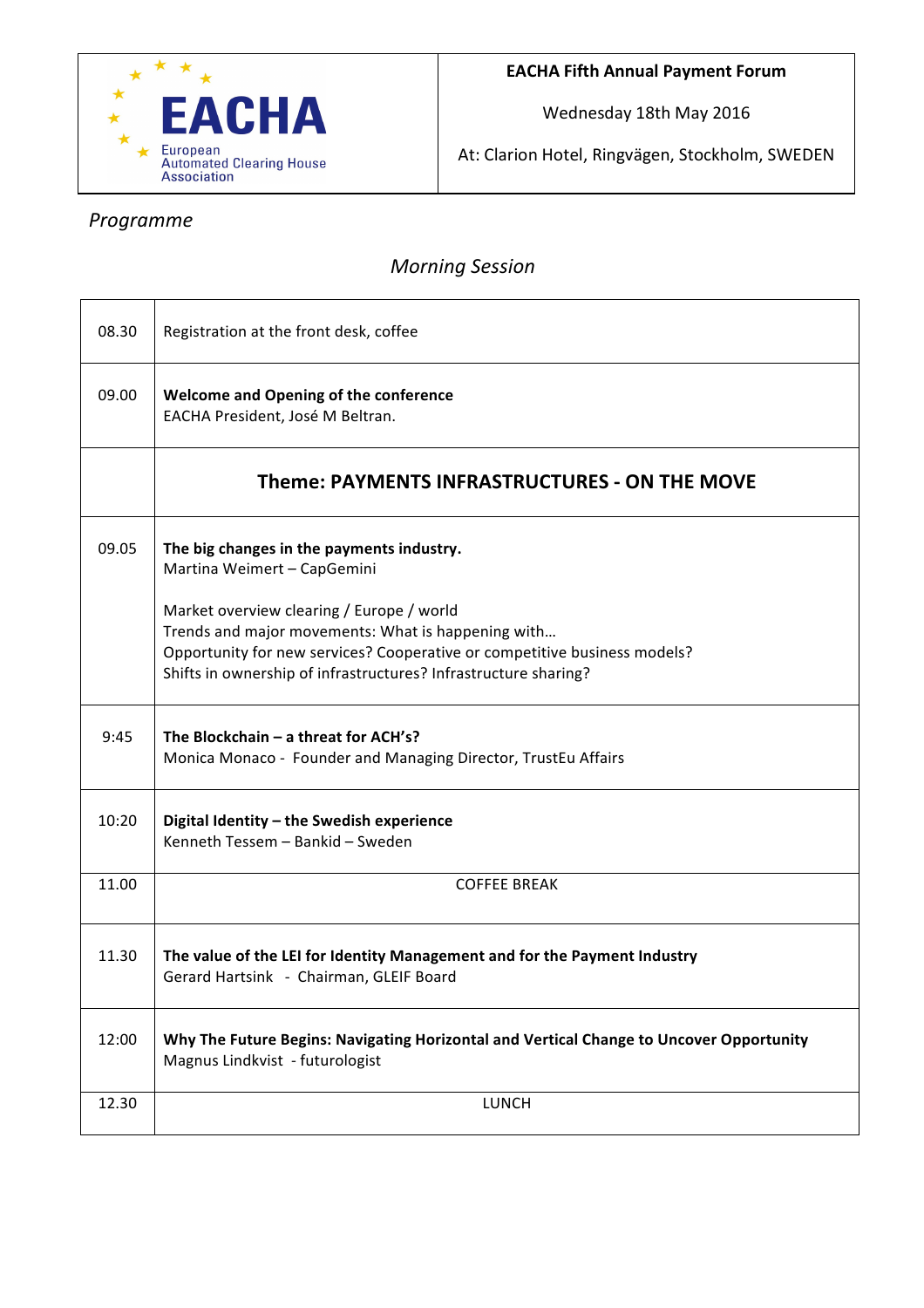| EACHA European Automated Clearing House Association | **EACHA Fifth Annual Payment Forum**<br><br>Wednesday 18th May 2016<br><br>At: Clarion Hotel, Ringvägen, Stockholm, SWEDEN |
|---|---|

*Programme*

*Morning Session*

| | |
|---|---|
| 08.30 | Registration at the front desk, coffee |
| 09.00 | **Welcome and Opening of the conference**<br>EACHA President, José M Beltran. |
| | **Theme: PAYMENTS INFRASTRUCTURES - ON THE MOVE** |
| 09.05 | **The big changes in the payments industry.**<br>Martina Weimert – CapGemini<br><br>Market overview clearing / Europe / world<br>Trends and major movements: What is happening with…<br>Opportunity for new services? Cooperative or competitive business models?<br>Shifts in ownership of infrastructures? Infrastructure sharing? |
| 9:45 | **The Blockchain – a threat for ACH's?**<br>Monica Monaco - Founder and Managing Director, TrustEu Affairs |
| 10:20 | **Digital Identity – the Swedish experience**<br>Kenneth Tessem – Bankid – Sweden |
| 11.00 | COFFEE BREAK |
| 11.30 | **The value of the LEI for Identity Management and for the Payment Industry**<br>Gerard Hartsink - Chairman, GLEIF Board |
| 12:00 | **Why The Future Begins: Navigating Horizontal and Vertical Change to Uncover Opportunity**<br>Magnus Lindkvist - futurologist |
| 12.30 | LUNCH |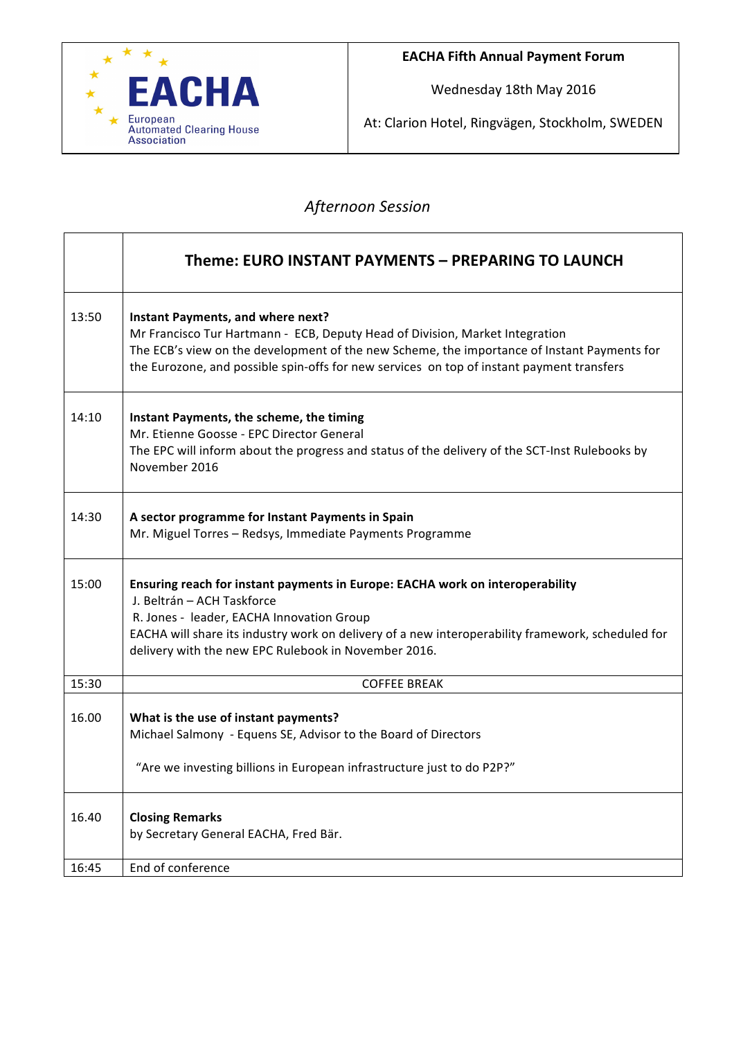| EACHA European Automated Clearing House Association | **EACHA Fifth Annual Payment Forum**<br><br>Wednesday 18th May 2016<br><br>At: Clarion Hotel, Ringvägen, Stockholm, SWEDEN |
|---|---|

*Afternoon Session*

| | **Theme: EURO INSTANT PAYMENTS – PREPARING TO LAUNCH** |
|---|---|
| 13:50 | **Instant Payments, and where next?**<br>Mr Francisco Tur Hartmann - ECB, Deputy Head of Division, Market Integration<br>The ECB's view on the development of the new Scheme, the importance of Instant Payments for the Eurozone, and possible spin-offs for new services on top of instant payment transfers |
| 14:10 | **Instant Payments, the scheme, the timing**<br>Mr. Etienne Goosse - EPC Director General<br>The EPC will inform about the progress and status of the delivery of the SCT-Inst Rulebooks by November 2016 |
| 14:30 | **A sector programme for Instant Payments in Spain**<br>Mr. Miguel Torres – Redsys, Immediate Payments Programme |
| 15:00 | **Ensuring reach for instant payments in Europe: EACHA work on interoperability**<br>J. Beltrán – ACH Taskforce<br>R. Jones - leader, EACHA Innovation Group<br>EACHA will share its industry work on delivery of a new interoperability framework, scheduled for delivery with the new EPC Rulebook in November 2016. |
| 15:30 | COFFEE BREAK |
| 16.00 | **What is the use of instant payments?**<br>Michael Salmony - Equens SE, Advisor to the Board of Directors<br><br>"Are we investing billions in European infrastructure just to do P2P?" |
| 16.40 | **Closing Remarks**<br>by Secretary General EACHA, Fred Bär. |
| 16:45 | End of conference |